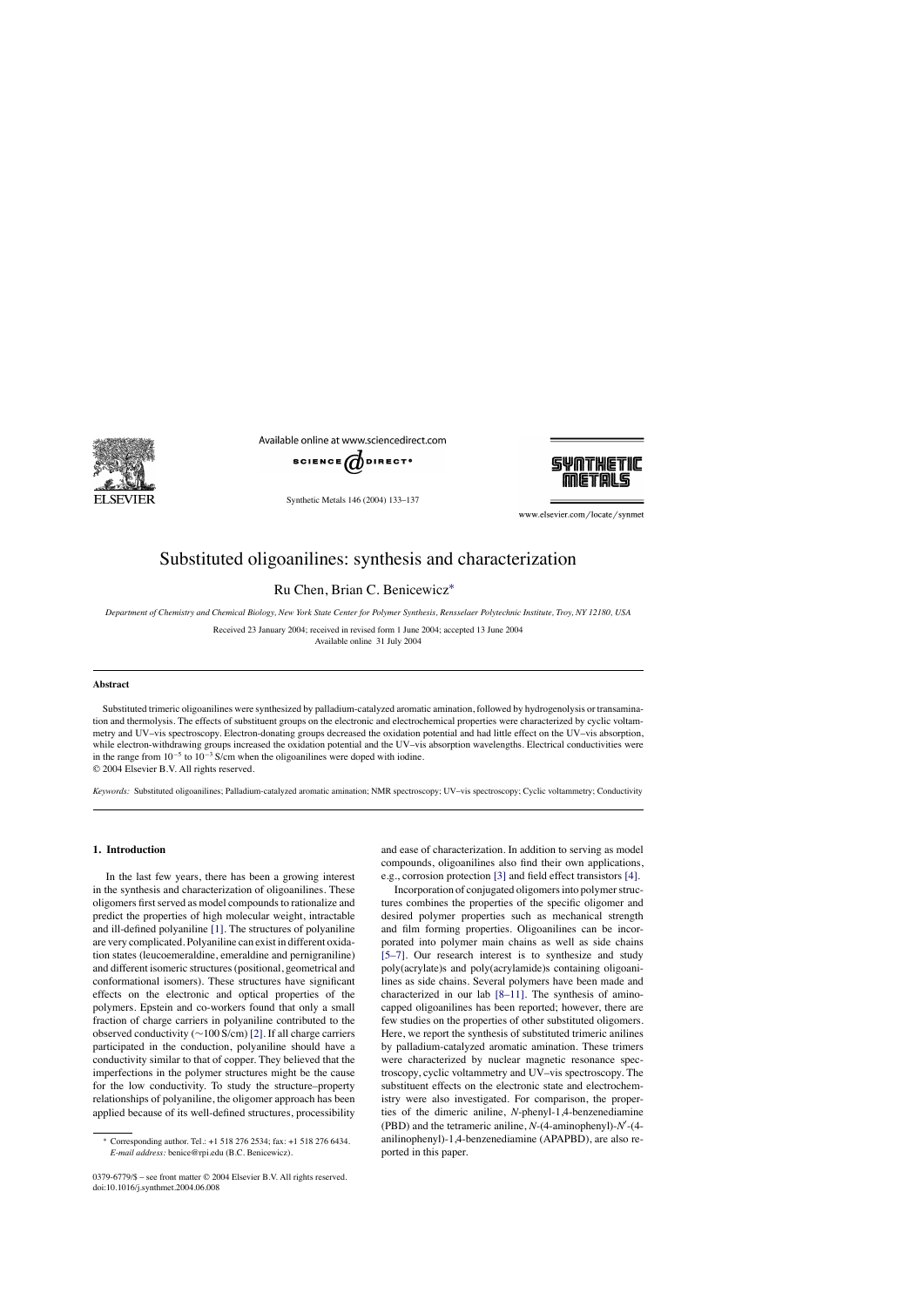# Substituted oligoanilines: synthesis and characterization

Ru Chen, Brian C. Benicewicz*

*Department of Chemistry and Chemical Biology, New York State Center for Polymer Synthesis, Rensselaer Polytechnic Institute, Troy, NY 12180, USA*

Received 23 January 2004; received in revised form 1 June 2004; accepted 13 June 2004
Available online 31 July 2004

## Abstract

Substituted trimeric oligoanilines were synthesized by palladium-catalyzed aromatic amination, followed by hydrogenolysis or transamination and thermolysis. The effects of substituent groups on the electronic and electrochemical properties were characterized by cyclic voltammetry and UV–vis spectroscopy. Electron-donating groups decreased the oxidation potential and had little effect on the UV–vis absorption, while electron-withdrawing groups increased the oxidation potential and the UV–vis absorption wavelengths. Electrical conductivities were in the range from $10^{-5}$ to $10^{-3}$ S/cm when the oligoanilines were doped with iodine.
© 2004 Elsevier B.V. All rights reserved.

*Keywords:* Substituted oligoanilines; Palladium-catalyzed aromatic amination; NMR spectroscopy; UV–vis spectroscopy; Cyclic voltammetry; Conductivity

## 1. Introduction

In the last few years, there has been a growing interest in the synthesis and characterization of oligoanilines. These oligomers first served as model compounds to rationalize and predict the properties of high molecular weight, intractable and ill-defined polyaniline [1]. The structures of polyaniline are very complicated. Polyaniline can exist in different oxidation states (leucoemeraldine, emeraldine and pernigraniline) and different isomeric structures (positional, geometrical and conformational isomers). These structures have significant effects on the electronic and optical properties of the polymers. Epstein and co-workers found that only a small fraction of charge carriers in polyaniline contributed to the observed conductivity (∼100 S/cm) [2]. If all charge carriers participated in the conduction, polyaniline should have a conductivity similar to that of copper. They believed that the imperfections in the polymer structures might be the cause for the low conductivity. To study the structure–property relationships of polyaniline, the oligomer approach has been applied because of its well-defined structures, processibility and ease of characterization. In addition to serving as model compounds, oligoanilines also find their own applications, e.g., corrosion protection [3] and field effect transistors [4].

Incorporation of conjugated oligomers into polymer structures combines the properties of the specific oligomer and desired polymer properties such as mechanical strength and film forming properties. Oligoanilines can be incorporated into polymer main chains as well as side chains [5–7]. Our research interest is to synthesize and study poly(acrylate)s and poly(acrylamide)s containing oligoanilines as side chains. Several polymers have been made and characterized in our lab [8–11]. The synthesis of amino-capped oligoanilines has been reported; however, there are few studies on the properties of other substituted oligomers. Here, we report the synthesis of substituted trimeric anilines by palladium-catalyzed aromatic amination. These trimers were characterized by nuclear magnetic resonance spectroscopy, cyclic voltammetry and UV–vis spectroscopy. The substituent effects on the electronic state and electrochemistry were also investigated. For comparison, the properties of the dimeric aniline, *N*-phenyl-1,4-benzenediamine (PBD) and the tetrameric aniline, *N*-(4-aminophenyl)-*N*′-(4-anilinophenyl)-1,4-benzenediamine (APAPBD), are also reported in this paper.

* Corresponding author. Tel.: +1 518 276 2534; fax: +1 518 276 6434.
*E-mail address:* benice@rpi.edu (B.C. Benicewicz).

0379-6779/$ – see front matter © 2004 Elsevier B.V. All rights reserved.
doi:10.1016/j.synthmet.2004.06.008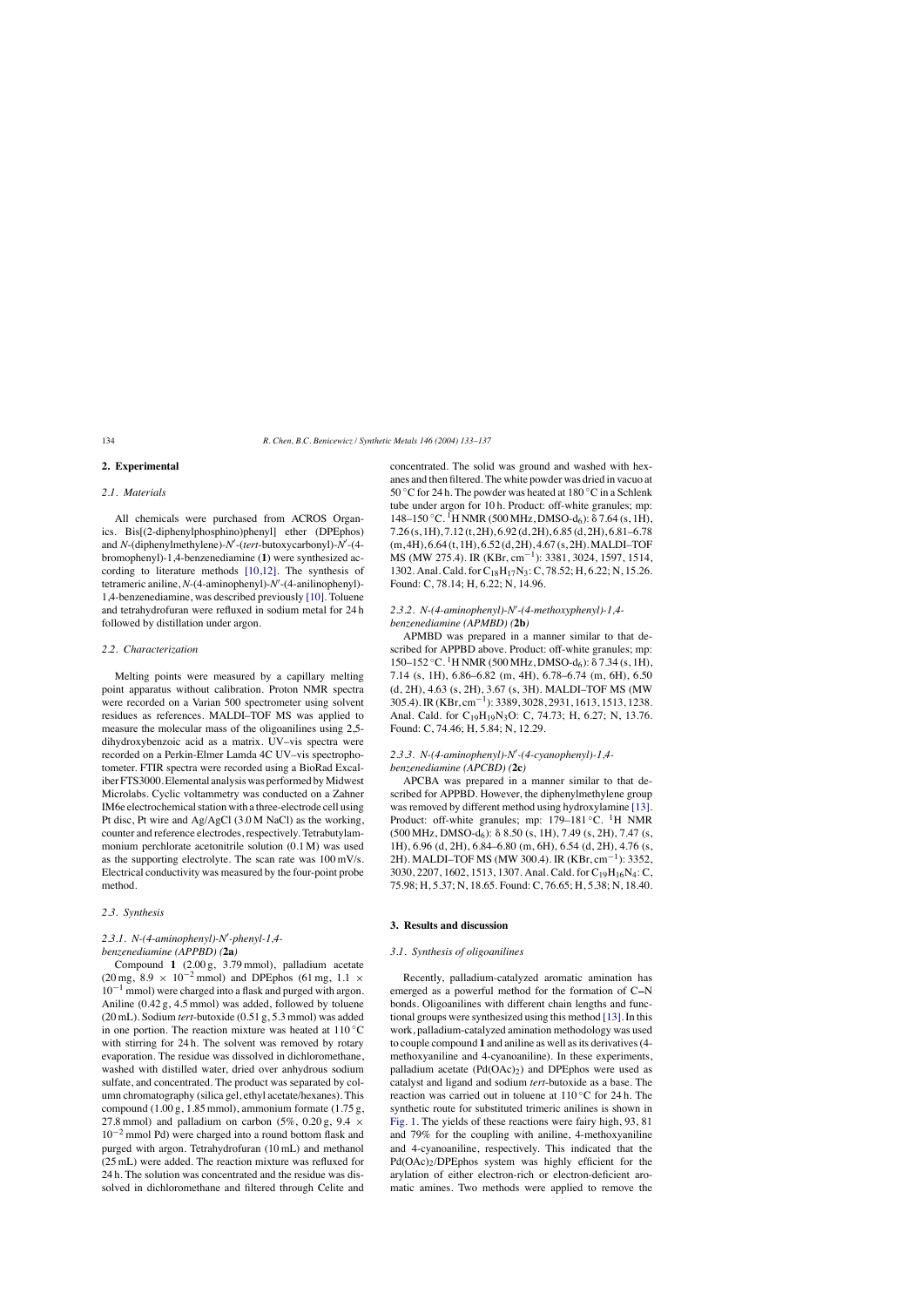## 2. Experimental

### 2.1. Materials

All chemicals were purchased from ACROS Organics. Bis[(2-diphenylphosphino)phenyl] ether (DPEphos) and *N*-(diphenylmethylene)-*N*′-(*tert*-butoxycarbonyl)-*N*′-(4-bromophenyl)-1,4-benzenediamine (**1**) were synthesized according to literature methods [10,12]. The synthesis of tetrameric aniline, *N*-(4-aminophenyl)-*N*′-(4-anilinophenyl)-1,4-benzenediamine, was described previously [10]. Toluene and tetrahydrofuran were refluxed in sodium metal for 24 h followed by distillation under argon.

### 2.2. Characterization

Melting points were measured by a capillary melting point apparatus without calibration. Proton NMR spectra were recorded on a Varian 500 spectrometer using solvent residues as references. MALDI–TOF MS was applied to measure the molecular mass of the oligoanilines using 2,5-dihydroxybenzoic acid as a matrix. UV–vis spectra were recorded on a Perkin-Elmer Lamda 4C UV–vis spectrophotometer. FTIR spectra were recorded using a BioRad Excaliber FTS3000. Elemental analysis was performed by Midwest Microlabs. Cyclic voltammetry was conducted on a Zahner IM6e electrochemical station with a three-electrode cell using Pt disc, Pt wire and Ag/AgCl (3.0 M NaCl) as the working, counter and reference electrodes, respectively. Tetrabutylammonium perchlorate acetonitrile solution (0.1 M) was used as the supporting electrolyte. The scan rate was 100 mV/s. Electrical conductivity was measured by the four-point probe method.

### 2.3. Synthesis

#### 2.3.1. *N*-(4-aminophenyl)-*N*′-phenyl-1,4-benzenediamine (APPBD) (**2a**)

Compound **1** (2.00 g, 3.79 mmol), palladium acetate (20 mg, $8.9 \times 10^{-2}$ mmol) and DPEphos (61 mg, $1.1 \times 10^{-1}$ mmol) were charged into a flask and purged with argon. Aniline (0.42 g, 4.5 mmol) was added, followed by toluene (20 mL). Sodium *tert*-butoxide (0.51 g, 5.3 mmol) was added in one portion. The reaction mixture was heated at 110 °C with stirring for 24 h. The solvent was removed by rotary evaporation. The residue was dissolved in dichloromethane, washed with distilled water, dried over anhydrous sodium sulfate, and concentrated. The product was separated by column chromatography (silica gel, ethyl acetate/hexanes). This compound (1.00 g, 1.85 mmol), ammonium formate (1.75 g, 27.8 mmol) and palladium on carbon (5%, 0.20 g, $9.4 \times 10^{-2}$ mmol Pd) were charged into a round bottom flask and purged with argon. Tetrahydrofuran (10 mL) and methanol (25 mL) were added. The reaction mixture was refluxed for 24 h. The solution was concentrated and the residue was dissolved in dichloromethane and filtered through Celite and concentrated. The solid was ground and washed with hexanes and then filtered. The white powder was dried in vacuo at 50 °C for 24 h. The powder was heated at 180 °C in a Schlenk tube under argon for 10 h. Product: off-white granules; mp: 148–150 °C. $^1$H NMR (500 MHz, DMSO-d$_6$): δ 7.64 (s, 1H), 7.26 (s, 1H), 7.12 (t, 2H), 6.92 (d, 2H), 6.85 (d, 2H), 6.81–6.78 (m, 4H), 6.64 (t, 1H), 6.52 (d, 2H), 4.67 (s, 2H). MALDI–TOF MS (MW 275.4). IR (KBr, cm$^{-1}$): 3381, 3024, 1597, 1514, 1302. Anal. Cald. for $C_{18}H_{17}N_3$: C, 78.52; H, 6.22; N, 15.26. Found: C, 78.14; H, 6.22; N, 14.96.

#### 2.3.2. *N*-(4-aminophenyl)-*N*′-(4-methoxyphenyl)-1,4-benzenediamine (APMBD) (**2b**)

APMBD was prepared in a manner similar to that described for APPBD above. Product: off-white granules; mp: 150–152 °C. $^1$H NMR (500 MHz, DMSO-d$_6$): δ 7.34 (s, 1H), 7.14 (s, 1H), 6.86–6.82 (m, 4H), 6.78–6.74 (m, 6H), 6.50 (d, 2H), 4.63 (s, 2H), 3.67 (s, 3H). MALDI–TOF MS (MW 305.4). IR (KBr, cm$^{-1}$): 3389, 3028, 2931, 1613, 1513, 1238. Anal. Cald. for $C_{19}H_{19}N_3O$: C, 74.73; H, 6.27; N, 13.76. Found: C, 74.46; H, 5.84; N, 12.29.

#### 2.3.3. *N*-(4-aminophenyl)-*N*′-(4-cyanophenyl)-1,4-benzenediamine (APCBD) (**2c**)

APCBA was prepared in a manner similar to that described for APPBD. However, the diphenylmethylene group was removed by different method using hydroxylamine [13]. Product: off-white granules; mp: 179–181 °C. $^1$H NMR (500 MHz, DMSO-d$_6$): δ 8.50 (s, 1H), 7.49 (s, 2H), 7.47 (s, 1H), 6.96 (d, 2H), 6.84–6.80 (m, 6H), 6.54 (d, 2H), 4.76 (s, 2H). MALDI–TOF MS (MW 300.4). IR (KBr, cm$^{-1}$): 3352, 3030, 2207, 1602, 1513, 1307. Anal. Cald. for $C_{19}H_{16}N_4$: C, 75.98; H, 5.37; N, 18.65. Found: C, 76.65; H, 5.38; N, 18.40.

## 3. Results and discussion

### 3.1. Synthesis of oligoanilines

Recently, palladium-catalyzed aromatic amination has emerged as a powerful method for the formation of C–N bonds. Oligoanilines with different chain lengths and functional groups were synthesized using this method [13]. In this work, palladium-catalyzed amination methodology was used to couple compound **1** and aniline as well as its derivatives (4-methoxyaniline and 4-cyanoaniline). In these experiments, palladium acetate (Pd(OAc)$_2$) and DPEphos were used as catalyst and ligand and sodium *tert*-butoxide as a base. The reaction was carried out in toluene at 110 °C for 24 h. The synthetic route for substituted trimeric anilines is shown in Fig. 1. The yields of these reactions were fairy high, 93, 81 and 79% for the coupling with aniline, 4-methoxyaniline and 4-cyanoaniline, respectively. This indicated that the Pd(OAc)$_2$/DPEphos system was highly efficient for the arylation of either electron-rich or electron-deficient aromatic amines. Two methods were applied to remove the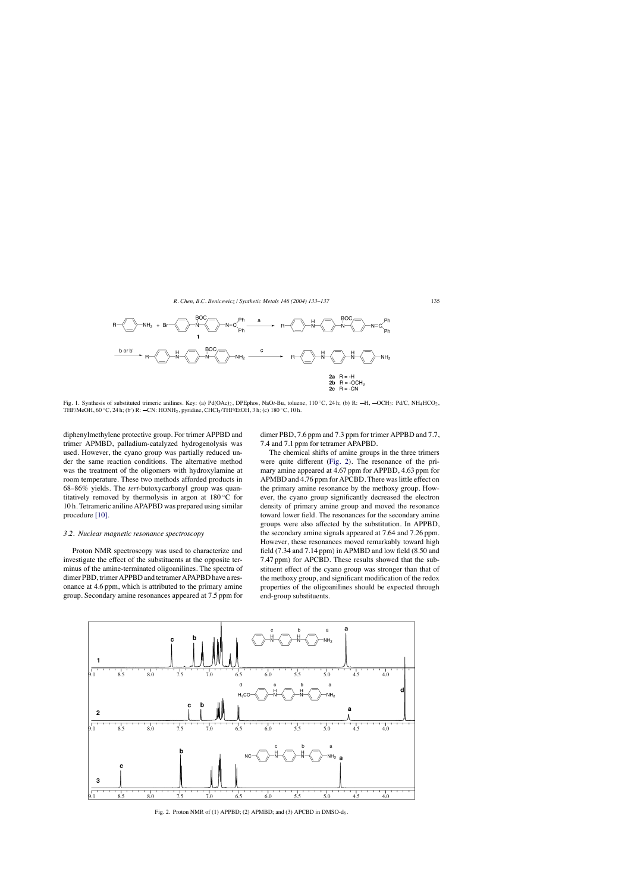Fig. 1. Synthesis of substituted trimeric anilines. Key: (a) $Pd(OAc)_2$, DPEphos, NaO*t*-Bu, toluene, 110 °C, 24 h; (b) R: —H, —$OCH_3$: Pd/C, $NH_4HCO_2$, THF/MeOH, 60 °C, 24 h; (b′) R: —CN: $HONH_2$, pyridine, $CHCl_3$/THF/EtOH, 3 h; (c) 180 °C, 10 h.

diphenylmethylene protective group. For trimer APPBD and trimer APMBD, palladium-catalyzed hydrogenolysis was used. However, the cyano group was partially reduced under the same reaction conditions. The alternative method was the treatment of the oligomers with hydroxylamine at room temperature. These two methods afforded products in 68–86% yields. The *tert*-butoxycarbonyl group was quantitatively removed by thermolysis in argon at 180 °C for 10 h. Tetrameric aniline APAPBD was prepared using similar procedure [10].

### 3.2. Nuclear magnetic resonance spectroscopy

Proton NMR spectroscopy was used to characterize and investigate the effect of the substituents at the opposite terminus of the amine-terminated oligoanilines. The spectra of dimer PBD, trimer APPBD and tetramer APAPBD have a resonance at 4.6 ppm, which is attributed to the primary amine group. Secondary amine resonances appeared at 7.5 ppm for dimer PBD, 7.6 ppm and 7.3 ppm for trimer APPBD and 7.7, 7.4 and 7.1 ppm for tetramer APAPBD.

The chemical shifts of amine groups in the three trimers were quite different (Fig. 2). The resonance of the primary amine appeared at 4.67 ppm for APPBD, 4.63 ppm for APMBD and 4.76 ppm for APCBD. There was little effect on the primary amine resonance by the methoxy group. However, the cyano group significantly decreased the electron density of primary amine group and moved the resonance toward lower field. The resonances for the secondary amine groups were also affected by the substitution. In APPBD, the secondary amine signals appeared at 7.64 and 7.26 ppm. However, these resonances moved remarkably toward high field (7.34 and 7.14 ppm) in APMBD and low field (8.50 and 7.47 ppm) for APCBD. These results showed that the substituent effect of the cyano group was stronger than that of the methoxy group, and significant modification of the redox properties of the oligoanilines should be expected through end-group substituents.

Fig. 2. Proton NMR of (1) APPBD; (2) APMBD; and (3) APCBD in DMSO-$d_6$.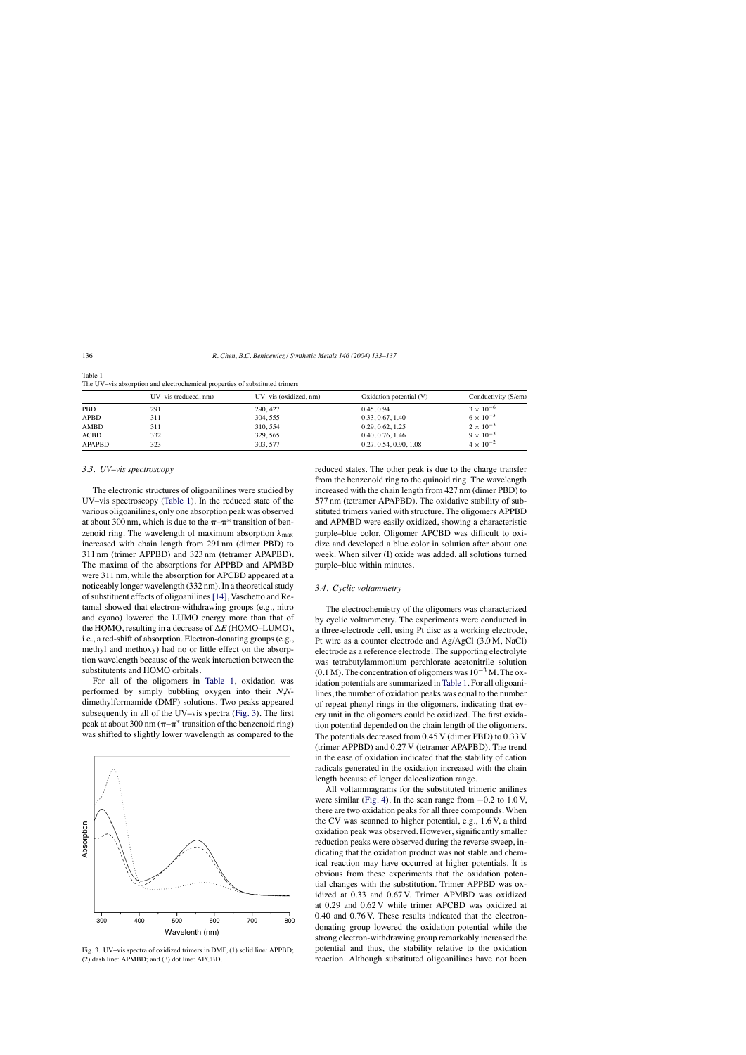Table 1
The UV–vis absorption and electrochemical properties of substituted trimers

| | UV–vis (reduced, nm) | UV–vis (oxidized, nm) | Oxidation potential (V) | Conductivity (S/cm) |
|---|---|---|---|---|
| PBD | 291 | 290, 427 | 0.45, 0.94 | $3 \times 10^{-6}$ |
| APBD | 311 | 304, 555 | 0.33, 0.67, 1.40 | $6 \times 10^{-3}$ |
| AMBD | 311 | 310, 554 | 0.29, 0.62, 1.25 | $2 \times 10^{-3}$ |
| ACBD | 332 | 329, 565 | 0.40, 0.76, 1.46 | $9 \times 10^{-5}$ |
| APAPBD | 323 | 303, 577 | 0.27, 0.54, 0.90, 1.08 | $4 \times 10^{-2}$ |

### 3.3. UV–vis spectroscopy

The electronic structures of oligoanilines were studied by UV–vis spectroscopy (Table 1). In the reduced state of the various oligoanilines, only one absorption peak was observed at about 300 nm, which is due to the π–π* transition of benzenoid ring. The wavelength of maximum absorption $\lambda_{max}$ increased with chain length from 291 nm (dimer PBD) to 311 nm (trimer APPBD) and 323 nm (tetramer APAPBD). The maxima of the absorptions for APPBD and APMBD were 311 nm, while the absorption for APCBD appeared at a noticeably longer wavelength (332 nm). In a theoretical study of substituent effects of oligoanilines [14], Vaschetto and Retamal showed that electron-withdrawing groups (e.g., nitro and cyano) lowered the LUMO energy more than that of the HOMO, resulting in a decrease of Δ*E* (HOMO–LUMO), i.e., a red-shift of absorption. Electron-donating groups (e.g., methyl and methoxy) had no or little effect on the absorption wavelength because of the weak interaction between the substitutents and HOMO orbitals.

For all of the oligomers in Table 1, oxidation was performed by simply bubbling oxygen into their *N*,*N*-dimethylformamide (DMF) solutions. Two peaks appeared subsequently in all of the UV–vis spectra (Fig. 3). The first peak at about 300 nm (π–π* transition of the benzenoid ring) was shifted to slightly lower wavelength as compared to the reduced states. The other peak is due to the charge transfer from the benzenoid ring to the quinoid ring. The wavelength increased with the chain length from 427 nm (dimer PBD) to 577 nm (tetramer APAPBD). The oxidative stability of substituted trimers varied with structure. The oligomers APPBD and APMBD were easily oxidized, showing a characteristic purple–blue color. Oligomer APCBD was difficult to oxidize and developed a blue color in solution after about one week. When silver (I) oxide was added, all solutions turned purple–blue within minutes.

Fig. 3. UV–vis spectra of oxidized trimers in DMF, (1) solid line: APPBD; (2) dash line: APMBD; and (3) dot line: APCBD.

### 3.4. Cyclic voltammetry

The electrochemistry of the oligomers was characterized by cyclic voltammetry. The experiments were conducted in a three-electrode cell, using Pt disc as a working electrode, Pt wire as a counter electrode and Ag/AgCl (3.0 M, NaCl) electrode as a reference electrode. The supporting electrolyte was tetrabutylammonium perchlorate acetonitrile solution (0.1 M). The concentration of oligomers was $10^{-3}$ M. The oxidation potentials are summarized in Table 1. For all oligoanilines, the number of oxidation peaks was equal to the number of repeat phenyl rings in the oligomers, indicating that every unit in the oligomers could be oxidized. The first oxidation potential depended on the chain length of the oligomers. The potentials decreased from 0.45 V (dimer PBD) to 0.33 V (trimer APPBD) and 0.27 V (tetramer APAPBD). The trend in the ease of oxidation indicated that the stability of cation radicals generated in the oxidation increased with the chain length because of longer delocalization range.

All voltammagrams for the substituted trimeric anilines were similar (Fig. 4). In the scan range from −0.2 to 1.0 V, there are two oxidation peaks for all three compounds. When the CV was scanned to higher potential, e.g., 1.6 V, a third oxidation peak was observed. However, significantly smaller reduction peaks were observed during the reverse sweep, indicating that the oxidation product was not stable and chemical reaction may have occurred at higher potentials. It is obvious from these experiments that the oxidation potential changes with the substitution. Trimer APPBD was oxidized at 0.33 and 0.67 V. Trimer APMBD was oxidized at 0.29 and 0.62 V while trimer APCBD was oxidized at 0.40 and 0.76 V. These results indicated that the electron-donating group lowered the oxidation potential while the strong electron-withdrawing group remarkably increased the potential and thus, the stability relative to the oxidation reaction. Although substituted oligoanilines have not been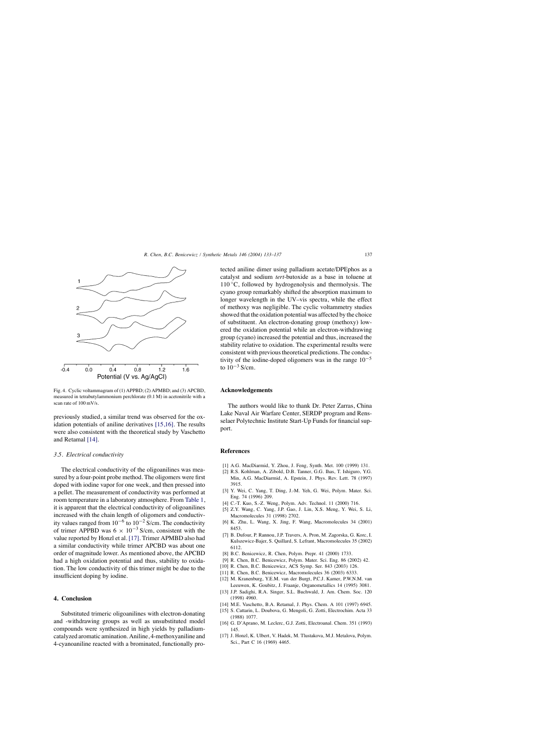1

2

3

-0.4 0.0 0.4 0.8 1.2 1.6

Potential (V vs. Ag/AgCl)

Fig. 4. Cyclic voltammagram of (1) APPBD; (2) APMBD; and (3) APCBD, measured in tetrabutylammonium perchlorate (0.1 M) in acetonitrile with a scan rate of 100 mV/s.

previously studied, a similar trend was observed for the oxidation potentials of aniline derivatives [15,16]. The results were also consistent with the theoretical study by Vaschetto and Retamal [14].

### *3.5. Electrical conductivity*

The electrical conductivity of the oligoanilines was measured by a four-point probe method. The oligomers were first doped with iodine vapor for one week, and then pressed into a pellet. The measurement of conductivity was performed at room temperature in a laboratory atmosphere. From Table 1, it is apparent that the electrical conductivity of oligoanilines increased with the chain length of oligomers and conductivity values ranged from $10^{-6}$ to $10^{-2}$ S/cm. The conductivity of trimer APPBD was $6 \times 10^{-3}$ S/cm, consistent with the value reported by Honzl et al. [17]. Trimer APMBD also had a similar conductivity while trimer APCBD was about one order of magnitude lower. As mentioned above, the APCBD had a high oxidation potential and thus, stability to oxidation. The low conductivity of this trimer might be due to the insufficient doping by iodine.

## 4. Conclusion

Substituted trimeric oligoanilines with electron-donating and -withdrawing groups as well as unsubstituted model compounds were synthesized in high yields by palladium-catalyzed aromatic amination. Aniline, 4-methoxyaniline and 4-cyanoaniline reacted with a brominated, functionally protected aniline dimer using palladium acetate/DPEphos as a catalyst and sodium *tert*-butoxide as a base in toluene at 110 °C, followed by hydrogenolysis and thermolysis. The cyano group remarkably shifted the absorption maximum to longer wavelength in the UV–vis spectra, while the effect of methoxy was negligible. The cyclic voltammetry studies showed that the oxidation potential was affected by the choice of substituent. An electron-donating group (methoxy) lowered the oxidation potential while an electron-withdrawing group (cyano) increased the potential and thus, increased the stability relative to oxidation. The experimental results were consistent with previous theoretical predictions. The conductivity of the iodine-doped oligomers was in the range $10^{-5}$ to $10^{-3}$ S/cm.

## Acknowledgements

The authors would like to thank Dr. Peter Zarras, China Lake Naval Air Warfare Center, SERDP program and Rensselaer Polytechnic Institute Start-Up Funds for financial support.

## References

[1] A.G. MacDiarmid, Y. Zhou, J. Feng, Synth. Met. 100 (1999) 131.
[2] R.S. Kohlman, A. Zibold, D.B. Tanner, G.G. Ihas, T. Ishiguro, Y.G. Min, A.G. MacDiarmid, A. Epstein, J. Phys. Rev. Lett. 78 (1997) 3915.
[3] Y. Wei, C. Yang, T. Ding, J.-M. Yeh, G. Wei, Polym. Mater. Sci. Eng. 74 (1996) 209.
[4] C.-T. Kuo, S.-Z. Weng, Polym. Adv. Technol. 11 (2000) 716.
[5] Z.Y. Wang, C. Yang, J.P. Gao, J. Lin, X.S. Meng, Y. Wei, S. Li, Macromolecules 31 (1998) 2702.
[6] K. Zhu, L. Wang, X. Jing, F. Wang, Macromolecules 34 (2001) 8453.
[7] B. Dufour, P. Rannou, J.P. Travers, A. Pron, M. Zagorska, G. Korc, I. Kulszewicz-Bajer, S. Quillard, S. Lefrant, Macromolecules 35 (2002) 6112.
[8] B.C. Benicewicz, R. Chen, Polym. Prepr. 41 (2000) 1733.
[9] R. Chen, B.C. Benicewicz, Polym. Mater. Sci. Eng. 86 (2002) 42.
[10] R. Chen, B.C. Benicewicz, ACS Symp. Ser. 843 (2003) 126.
[11] R. Chen, B.C. Benicewicz, Macromolecules 36 (2003) 6333.
[12] M. Kranenburg, Y.E.M. van der Burgt, P.C.J. Kamer, P.W.N.M. van Leeuwen, K. Goubitz, J. Fraanje, Organometallics 14 (1995) 3081.
[13] J.P. Sadighi, R.A. Singer, S.L. Buchwald, J. Am. Chem. Soc. 120 (1998) 4960.
[14] M.E. Vaschetto, B.A. Retamal, J. Phys. Chem. A 101 (1997) 6945.
[15] S. Cattarin, L. Doubova, G. Mengoli, G. Zotti, Electrochim. Acta 33 (1988) 1077.
[16] G. D'Aprano, M. Leclerc, G.J. Zotti, Electroanal. Chem. 351 (1993) 145.
[17] J. Honzl, K. Ulbert, V. Hadek, M. Tlustakova, M.J. Metalova, Polym. Sci., Part C 16 (1969) 4465.